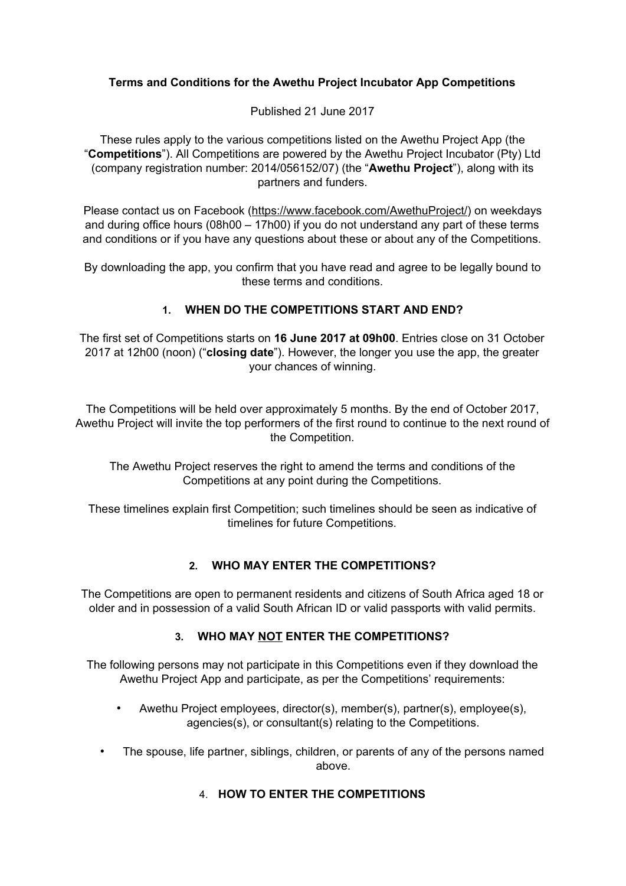**Terms and Conditions for the Awethu Project Incubator App Competitions**

Published 21 June 2017

These rules apply to the various competitions listed on the Awethu Project App (the "**Competitions**"). All Competitions are powered by the Awethu Project Incubator (Pty) Ltd (company registration number: 2014/056152/07) (the "**Awethu Project**"), along with its partners and funders.

Please contact us on Facebook (https://www.facebook.com/AwethuProject/) on weekdays and during office hours (08h00 – 17h00) if you do not understand any part of these terms and conditions or if you have any questions about these or about any of the Competitions.

By downloading the app, you confirm that you have read and agree to be legally bound to these terms and conditions.

## 1. WHEN DO THE COMPETITIONS START AND END?

The first set of Competitions starts on **16 June 2017 at 09h00**. Entries close on 31 October 2017 at 12h00 (noon) ("**closing date**"). However, the longer you use the app, the greater your chances of winning.

The Competitions will be held over approximately 5 months. By the end of October 2017, Awethu Project will invite the top performers of the first round to continue to the next round of the Competition.

The Awethu Project reserves the right to amend the terms and conditions of the Competitions at any point during the Competitions.

These timelines explain first Competition; such timelines should be seen as indicative of timelines for future Competitions.

## 2. WHO MAY ENTER THE COMPETITIONS?

The Competitions are open to permanent residents and citizens of South Africa aged 18 or older and in possession of a valid South African ID or valid passports with valid permits.

## 3. WHO MAY NOT ENTER THE COMPETITIONS?

The following persons may not participate in this Competitions even if they download the Awethu Project App and participate, as per the Competitions' requirements:

- Awethu Project employees, director(s), member(s), partner(s), employee(s), agencies(s), or consultant(s) relating to the Competitions.
- The spouse, life partner, siblings, children, or parents of any of the persons named above.

## 4. HOW TO ENTER THE COMPETITIONS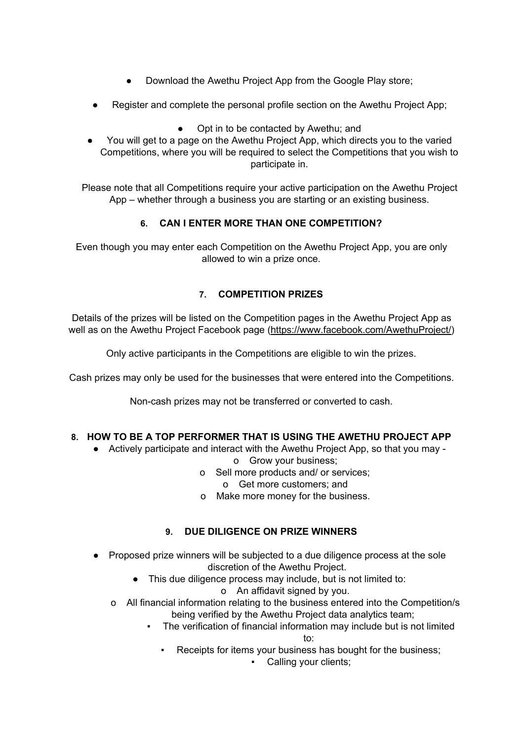- Download the Awethu Project App from the Google Play store;
- Register and complete the personal profile section on the Awethu Project App;
- Opt in to be contacted by Awethu; and
- You will get to a page on the Awethu Project App, which directs you to the varied Competitions, where you will be required to select the Competitions that you wish to participate in.

Please note that all Competitions require your active participation on the Awethu Project App – whether through a business you are starting or an existing business.

## 6. CAN I ENTER MORE THAN ONE COMPETITION?

Even though you may enter each Competition on the Awethu Project App, you are only allowed to win a prize once.

## 7. COMPETITION PRIZES

Details of the prizes will be listed on the Competition pages in the Awethu Project App as well as on the Awethu Project Facebook page (https://www.facebook.com/AwethuProject/)

Only active participants in the Competitions are eligible to win the prizes.

Cash prizes may only be used for the businesses that were entered into the Competitions.

Non-cash prizes may not be transferred or converted to cash.

## 8. HOW TO BE A TOP PERFORMER THAT IS USING THE AWETHU PROJECT APP

- Actively participate and interact with the Awethu Project App, so that you may -
  - Grow your business;
  - Sell more products and/ or services;
  - Get more customers; and
  - Make more money for the business.

## 9. DUE DILIGENCE ON PRIZE WINNERS

- Proposed prize winners will be subjected to a due diligence process at the sole discretion of the Awethu Project.
- This due diligence process may include, but is not limited to:
  - An affidavit signed by you.
  - All financial information relating to the business entered into the Competition/s being verified by the Awethu Project data analytics team;
    - The verification of financial information may include but is not limited to:
      - Receipts for items your business has bought for the business;
      - Calling your clients;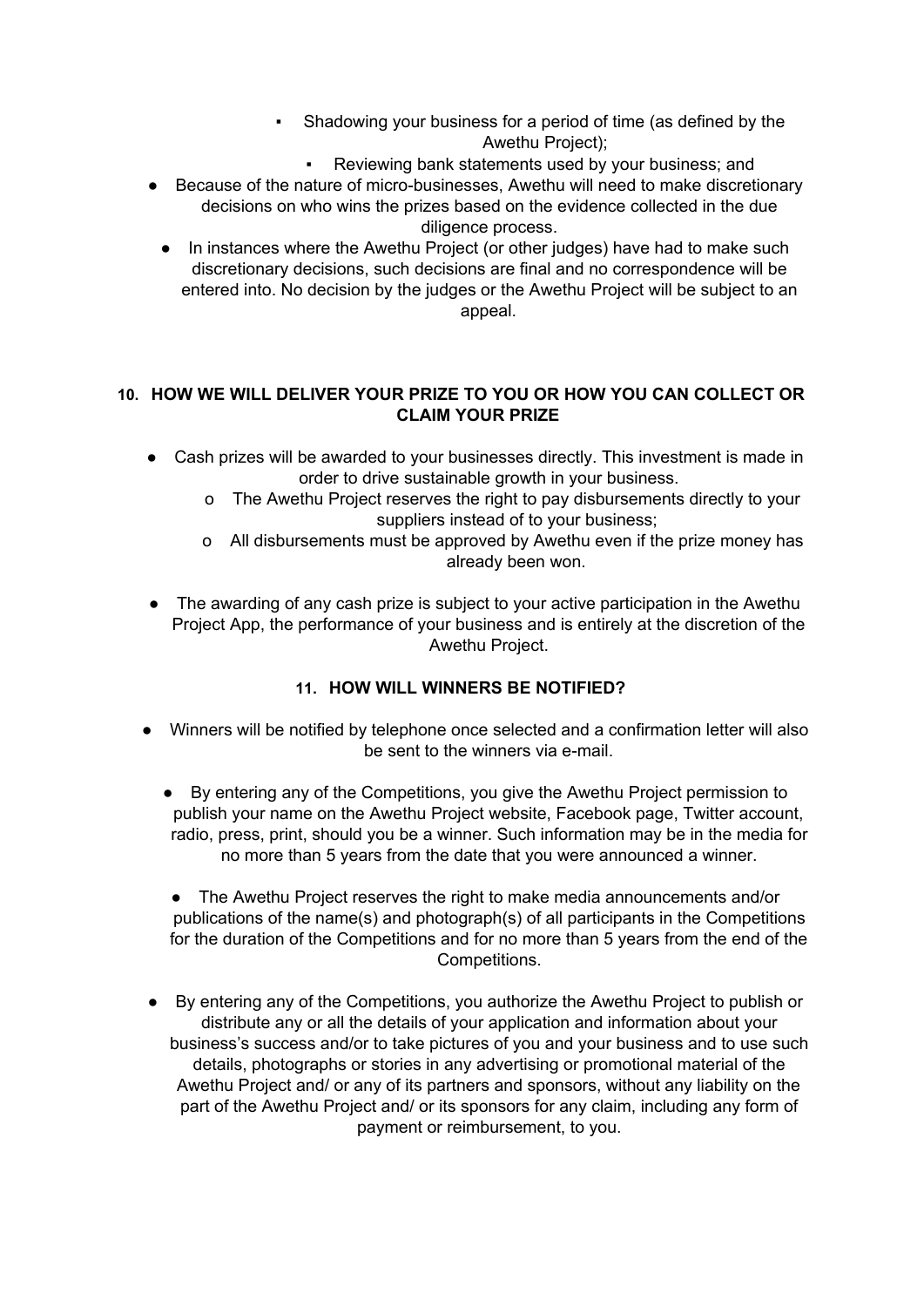- Shadowing your business for a period of time (as defined by the Awethu Project);
- Reviewing bank statements used by your business; and

- Because of the nature of micro-businesses, Awethu will need to make discretionary decisions on who wins the prizes based on the evidence collected in the due diligence process.
- In instances where the Awethu Project (or other judges) have had to make such discretionary decisions, such decisions are final and no correspondence will be entered into. No decision by the judges or the Awethu Project will be subject to an appeal.

## 10. HOW WE WILL DELIVER YOUR PRIZE TO YOU OR HOW YOU CAN COLLECT OR CLAIM YOUR PRIZE

- Cash prizes will be awarded to your businesses directly. This investment is made in order to drive sustainable growth in your business.
  - o The Awethu Project reserves the right to pay disbursements directly to your suppliers instead of to your business;
  - o All disbursements must be approved by Awethu even if the prize money has already been won.

- The awarding of any cash prize is subject to your active participation in the Awethu Project App, the performance of your business and is entirely at the discretion of the Awethu Project.

## 11. HOW WILL WINNERS BE NOTIFIED?

- Winners will be notified by telephone once selected and a confirmation letter will also be sent to the winners via e-mail.

- By entering any of the Competitions, you give the Awethu Project permission to publish your name on the Awethu Project website, Facebook page, Twitter account, radio, press, print, should you be a winner. Such information may be in the media for no more than 5 years from the date that you were announced a winner.

- The Awethu Project reserves the right to make media announcements and/or publications of the name(s) and photograph(s) of all participants in the Competitions for the duration of the Competitions and for no more than 5 years from the end of the Competitions.

- By entering any of the Competitions, you authorize the Awethu Project to publish or distribute any or all the details of your application and information about your business's success and/or to take pictures of you and your business and to use such details, photographs or stories in any advertising or promotional material of the Awethu Project and/ or any of its partners and sponsors, without any liability on the part of the Awethu Project and/ or its sponsors for any claim, including any form of payment or reimbursement, to you.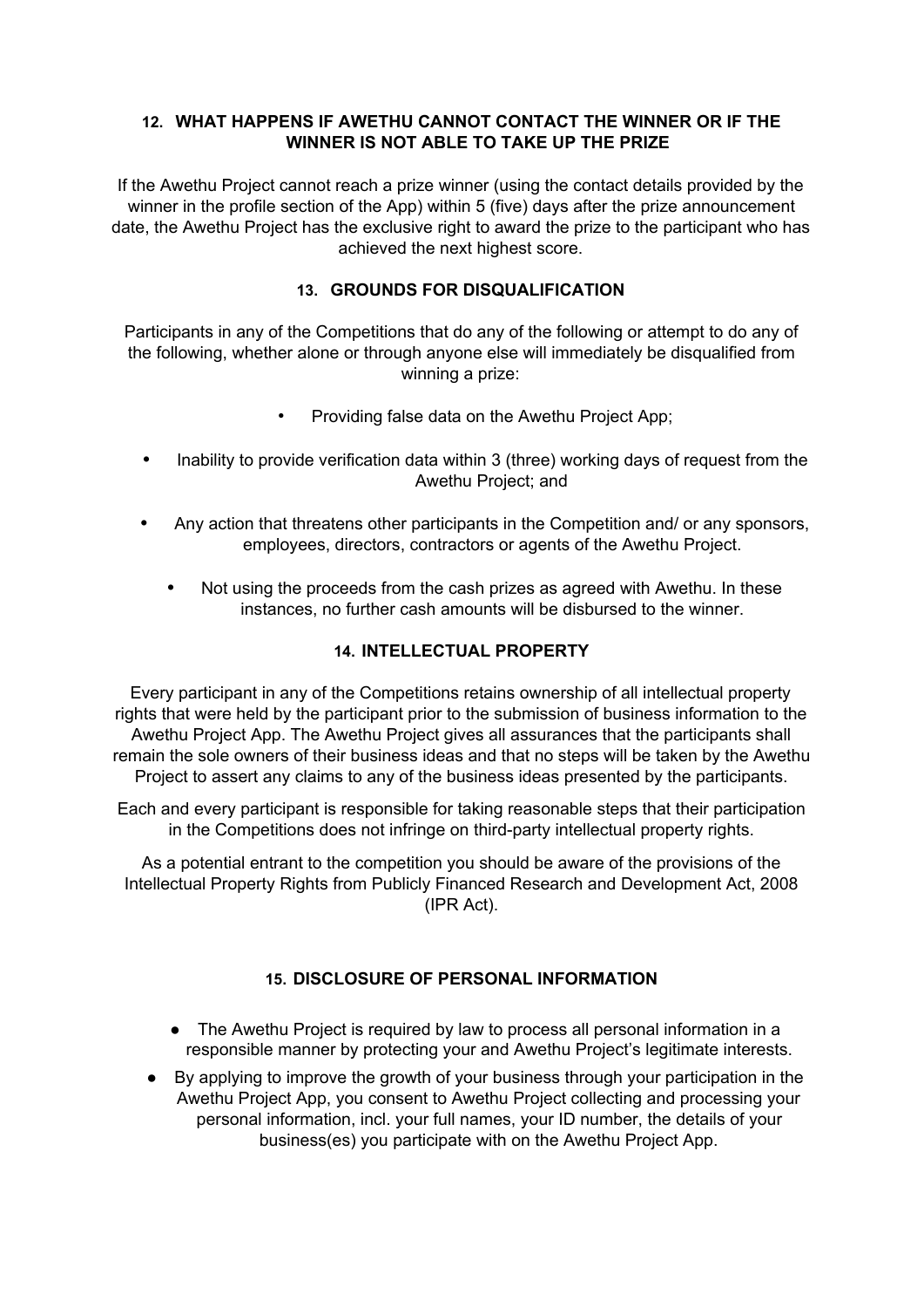### 12. WHAT HAPPENS IF AWETHU CANNOT CONTACT THE WINNER OR IF THE WINNER IS NOT ABLE TO TAKE UP THE PRIZE

If the Awethu Project cannot reach a prize winner (using the contact details provided by the winner in the profile section of the App) within 5 (five) days after the prize announcement date, the Awethu Project has the exclusive right to award the prize to the participant who has achieved the next highest score.

### 13. GROUNDS FOR DISQUALIFICATION

Participants in any of the Competitions that do any of the following or attempt to do any of the following, whether alone or through anyone else will immediately be disqualified from winning a prize:

- Providing false data on the Awethu Project App;
- Inability to provide verification data within 3 (three) working days of request from the Awethu Project; and
- Any action that threatens other participants in the Competition and/ or any sponsors, employees, directors, contractors or agents of the Awethu Project.
- Not using the proceeds from the cash prizes as agreed with Awethu. In these instances, no further cash amounts will be disbursed to the winner.

### 14. INTELLECTUAL PROPERTY

Every participant in any of the Competitions retains ownership of all intellectual property rights that were held by the participant prior to the submission of business information to the Awethu Project App. The Awethu Project gives all assurances that the participants shall remain the sole owners of their business ideas and that no steps will be taken by the Awethu Project to assert any claims to any of the business ideas presented by the participants.

Each and every participant is responsible for taking reasonable steps that their participation in the Competitions does not infringe on third-party intellectual property rights.

As a potential entrant to the competition you should be aware of the provisions of the Intellectual Property Rights from Publicly Financed Research and Development Act, 2008 (IPR Act).

### 15. DISCLOSURE OF PERSONAL INFORMATION

- The Awethu Project is required by law to process all personal information in a responsible manner by protecting your and Awethu Project's legitimate interests.
- By applying to improve the growth of your business through your participation in the Awethu Project App, you consent to Awethu Project collecting and processing your personal information, incl. your full names, your ID number, the details of your business(es) you participate with on the Awethu Project App.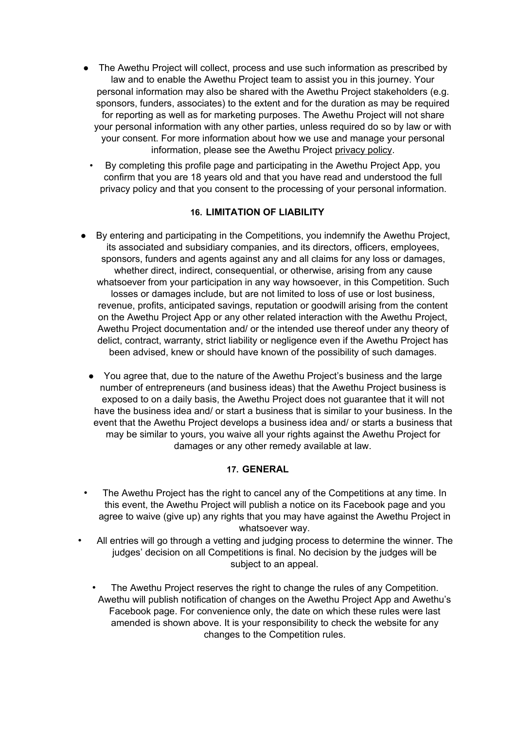- The Awethu Project will collect, process and use such information as prescribed by law and to enable the Awethu Project team to assist you in this journey. Your personal information may also be shared with the Awethu Project stakeholders (e.g. sponsors, funders, associates) to the extent and for the duration as may be required for reporting as well as for marketing purposes. The Awethu Project will not share your personal information with any other parties, unless required do so by law or with your consent. For more information about how we use and manage your personal information, please see the Awethu Project privacy policy.
- By completing this profile page and participating in the Awethu Project App, you confirm that you are 18 years old and that you have read and understood the full privacy policy and that you consent to the processing of your personal information.

## 16. LIMITATION OF LIABILITY

- By entering and participating in the Competitions, you indemnify the Awethu Project, its associated and subsidiary companies, and its directors, officers, employees, sponsors, funders and agents against any and all claims for any loss or damages, whether direct, indirect, consequential, or otherwise, arising from any cause whatsoever from your participation in any way howsoever, in this Competition. Such losses or damages include, but are not limited to loss of use or lost business, revenue, profits, anticipated savings, reputation or goodwill arising from the content on the Awethu Project App or any other related interaction with the Awethu Project, Awethu Project documentation and/ or the intended use thereof under any theory of delict, contract, warranty, strict liability or negligence even if the Awethu Project has been advised, knew or should have known of the possibility of such damages.
- You agree that, due to the nature of the Awethu Project's business and the large number of entrepreneurs (and business ideas) that the Awethu Project business is exposed to on a daily basis, the Awethu Project does not guarantee that it will not have the business idea and/ or start a business that is similar to your business. In the event that the Awethu Project develops a business idea and/ or starts a business that may be similar to yours, you waive all your rights against the Awethu Project for damages or any other remedy available at law.

## 17. GENERAL

- The Awethu Project has the right to cancel any of the Competitions at any time. In this event, the Awethu Project will publish a notice on its Facebook page and you agree to waive (give up) any rights that you may have against the Awethu Project in whatsoever way.
- All entries will go through a vetting and judging process to determine the winner. The judges' decision on all Competitions is final. No decision by the judges will be subject to an appeal.
- The Awethu Project reserves the right to change the rules of any Competition. Awethu will publish notification of changes on the Awethu Project App and Awethu's Facebook page. For convenience only, the date on which these rules were last amended is shown above. It is your responsibility to check the website for any changes to the Competition rules.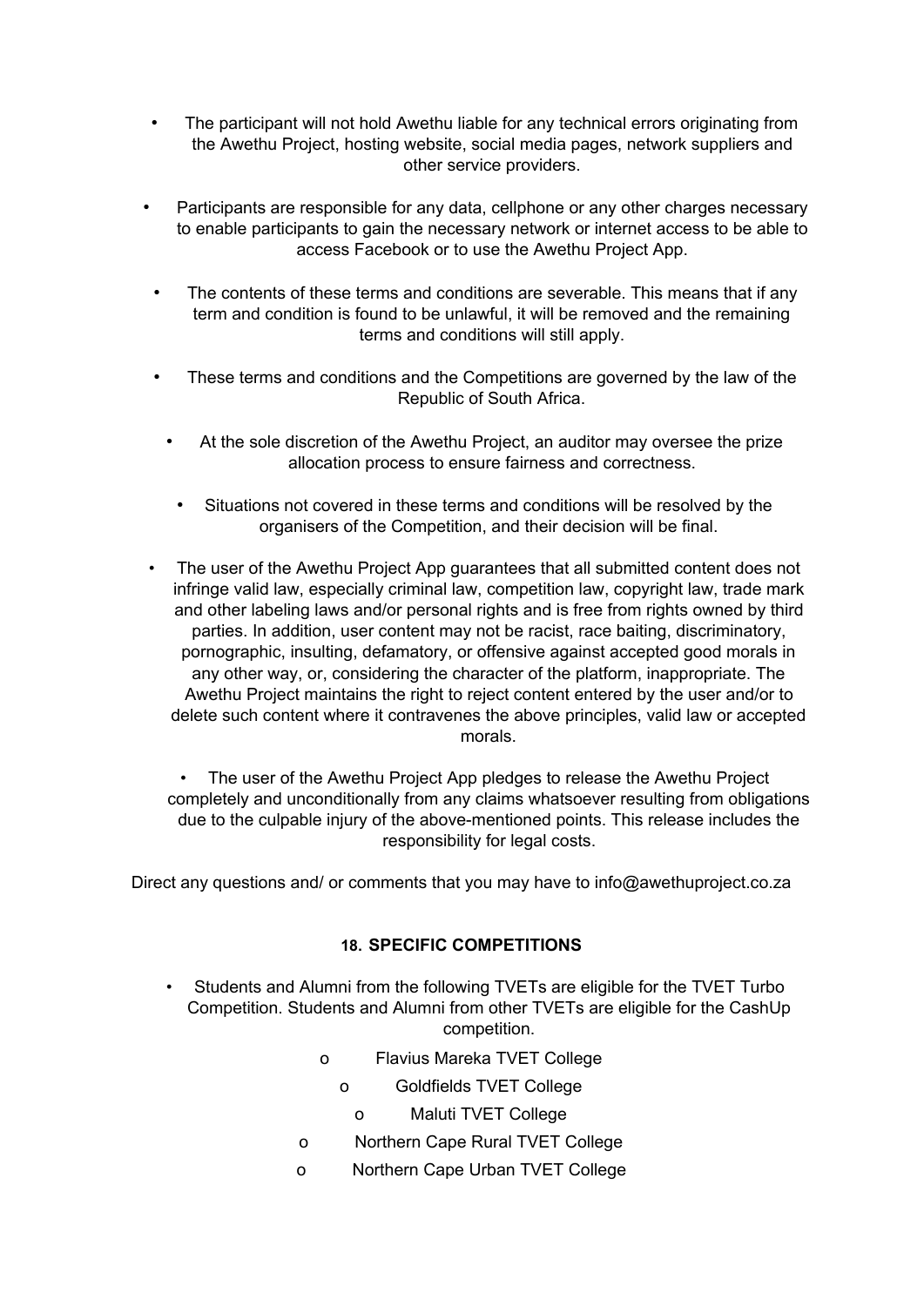- The participant will not hold Awethu liable for any technical errors originating from the Awethu Project, hosting website, social media pages, network suppliers and other service providers.
- Participants are responsible for any data, cellphone or any other charges necessary to enable participants to gain the necessary network or internet access to be able to access Facebook or to use the Awethu Project App.
- The contents of these terms and conditions are severable. This means that if any term and condition is found to be unlawful, it will be removed and the remaining terms and conditions will still apply.
- These terms and conditions and the Competitions are governed by the law of the Republic of South Africa.
- At the sole discretion of the Awethu Project, an auditor may oversee the prize allocation process to ensure fairness and correctness.
- Situations not covered in these terms and conditions will be resolved by the organisers of the Competition, and their decision will be final.
- The user of the Awethu Project App guarantees that all submitted content does not infringe valid law, especially criminal law, competition law, copyright law, trade mark and other labeling laws and/or personal rights and is free from rights owned by third parties. In addition, user content may not be racist, race baiting, discriminatory, pornographic, insulting, defamatory, or offensive against accepted good morals in any other way, or, considering the character of the platform, inappropriate. The Awethu Project maintains the right to reject content entered by the user and/or to delete such content where it contravenes the above principles, valid law or accepted morals.
- The user of the Awethu Project App pledges to release the Awethu Project completely and unconditionally from any claims whatsoever resulting from obligations due to the culpable injury of the above-mentioned points. This release includes the responsibility for legal costs.

Direct any questions and/ or comments that you may have to info@awethuproject.co.za

## 18. SPECIFIC COMPETITIONS

- Students and Alumni from the following TVETs are eligible for the TVET Turbo Competition. Students and Alumni from other TVETs are eligible for the CashUp competition.
  - Flavius Mareka TVET College
  - Goldfields TVET College
  - Maluti TVET College
  - Northern Cape Rural TVET College
  - Northern Cape Urban TVET College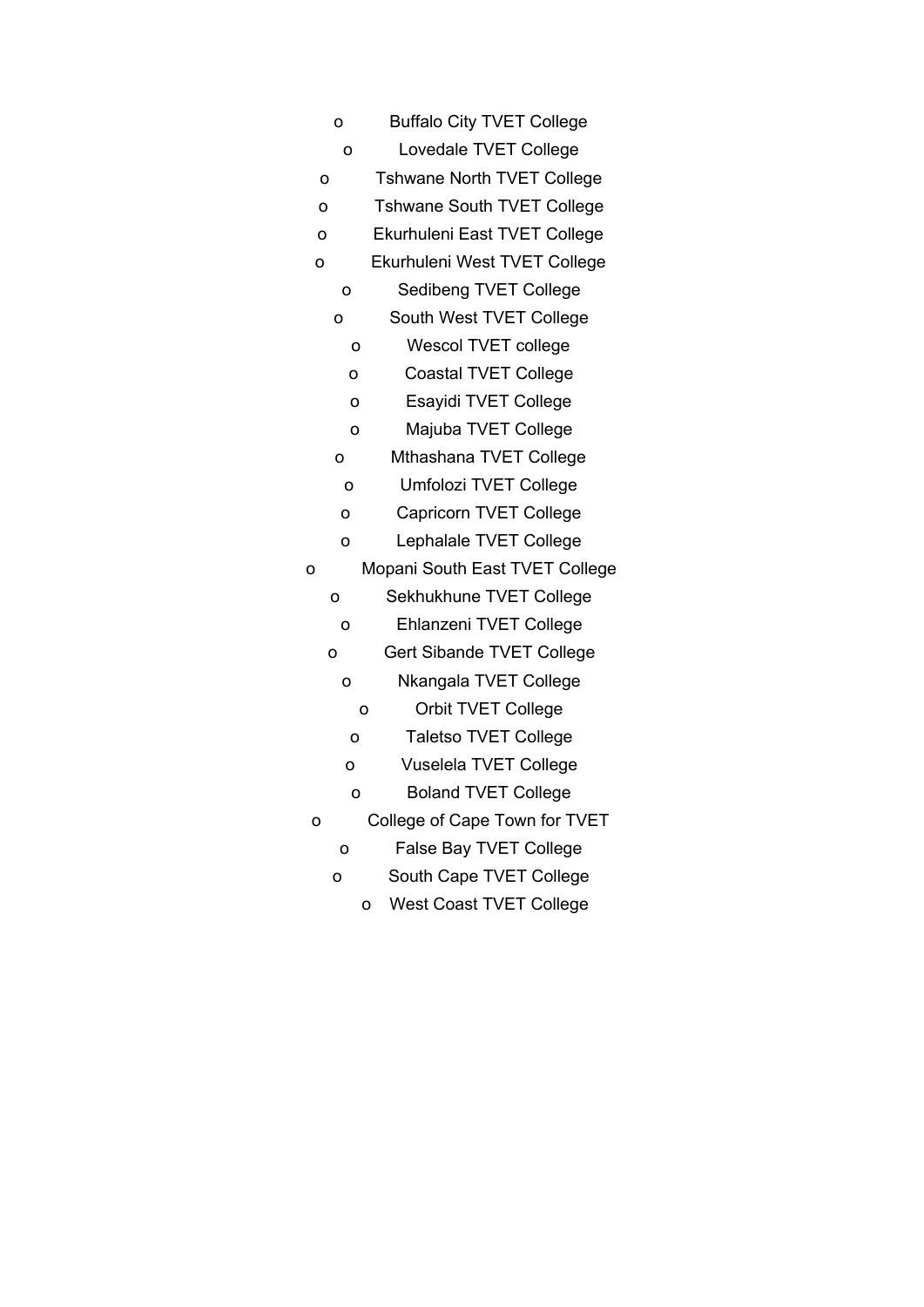- Buffalo City TVET College
- Lovedale TVET College
- Tshwane North TVET College
- Tshwane South TVET College
- Ekurhuleni East TVET College
- Ekurhuleni West TVET College
- Sedibeng TVET College
- South West TVET College
- Wescol TVET college
- Coastal TVET College
- Esayidi TVET College
- Majuba TVET College
- Mthashana TVET College
- Umfolozi TVET College
- Capricorn TVET College
- Lephalale TVET College
- Mopani South East TVET College
- Sekhukhune TVET College
- Ehlanzeni TVET College
- Gert Sibande TVET College
- Nkangala TVET College
- Orbit TVET College
- Taletso TVET College
- Vuselela TVET College
- Boland TVET College
- College of Cape Town for TVET
- False Bay TVET College
- South Cape TVET College
- West Coast TVET College